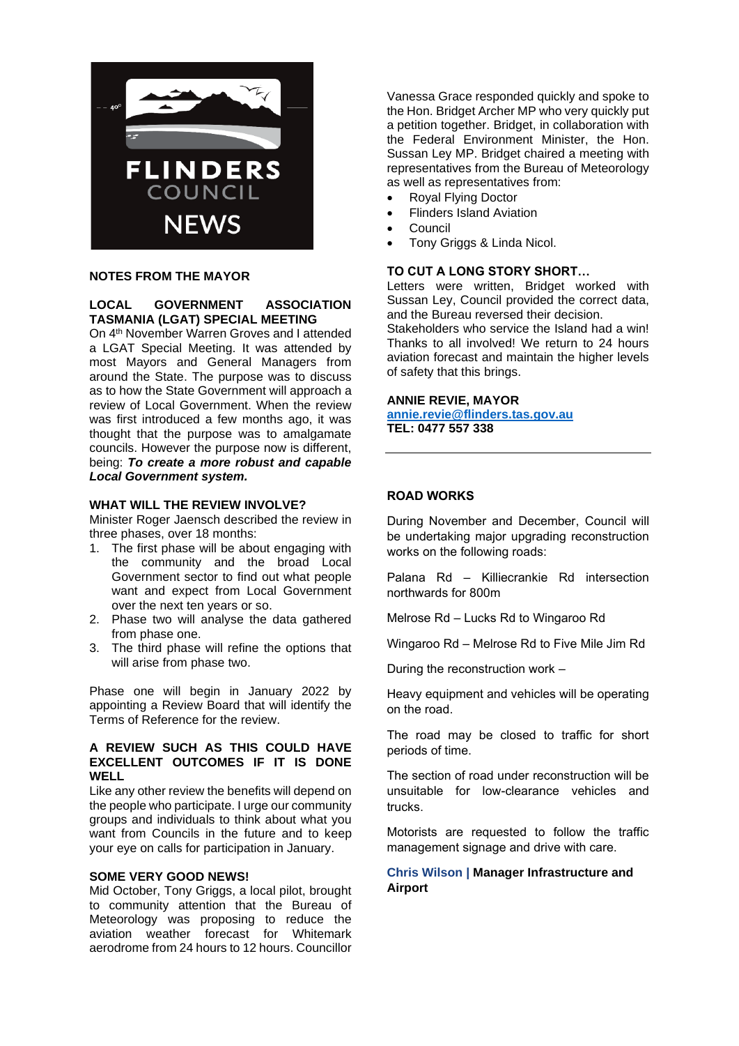# FLINDERS COUNCIL NEWS

## NOTES FROM THE MAYOR

### LOCAL GOVERNMENT ASSOCIATION TASMANIA (LGAT) SPECIAL MEETING

On 4th November Warren Groves and I attended a LGAT Special Meeting. It was attended by most Mayors and General Managers from around the State. The purpose was to discuss as to how the State Government will approach a review of Local Government. When the review was first introduced a few months ago, it was thought that the purpose was to amalgamate councils. However the purpose now is different, being: ***To create a more robust and capable Local Government system.***

### WHAT WILL THE REVIEW INVOLVE?

Minister Roger Jaensch described the review in three phases, over 18 months:

1. The first phase will be about engaging with the community and the broad Local Government sector to find out what people want and expect from Local Government over the next ten years or so.
2. Phase two will analyse the data gathered from phase one.
3. The third phase will refine the options that will arise from phase two.

Phase one will begin in January 2022 by appointing a Review Board that will identify the Terms of Reference for the review.

### A REVIEW SUCH AS THIS COULD HAVE EXCELLENT OUTCOMES IF IT IS DONE WELL

Like any other review the benefits will depend on the people who participate. I urge our community groups and individuals to think about what you want from Councils in the future and to keep your eye on calls for participation in January.

### SOME VERY GOOD NEWS!

Mid October, Tony Griggs, a local pilot, brought to community attention that the Bureau of Meteorology was proposing to reduce the aviation weather forecast for Whitemark aerodrome from 24 hours to 12 hours. Councillor Vanessa Grace responded quickly and spoke to the Hon. Bridget Archer MP who very quickly put a petition together. Bridget, in collaboration with the Federal Environment Minister, the Hon. Sussan Ley MP. Bridget chaired a meeting with representatives from the Bureau of Meteorology as well as representatives from:

- Royal Flying Doctor
- Flinders Island Aviation
- Council
- Tony Griggs & Linda Nicol.

### TO CUT A LONG STORY SHORT…

Letters were written, Bridget worked with Sussan Ley, Council provided the correct data, and the Bureau reversed their decision.

Stakeholders who service the Island had a win! Thanks to all involved! We return to 24 hours aviation forecast and maintain the higher levels of safety that this brings.

**ANNIE REVIE, MAYOR**
**annie.revie@flinders.tas.gov.au**
**TEL: 0477 557 338**

---

## ROAD WORKS

During November and December, Council will be undertaking major upgrading reconstruction works on the following roads:

Palana Rd – Killiecrankie Rd intersection northwards for 800m

Melrose Rd – Lucks Rd to Wingaroo Rd

Wingaroo Rd – Melrose Rd to Five Mile Jim Rd

During the reconstruction work –

Heavy equipment and vehicles will be operating on the road.

The road may be closed to traffic for short periods of time.

The section of road under reconstruction will be unsuitable for low-clearance vehicles and trucks.

Motorists are requested to follow the traffic management signage and drive with care.

**Chris Wilson | Manager Infrastructure and Airport**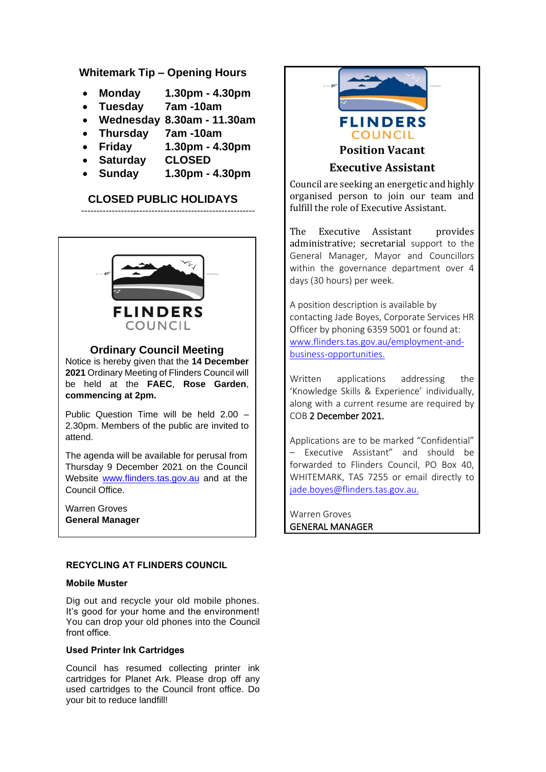## Whitemark Tip – Opening Hours

- **Monday** 1.30pm - 4.30pm
- **Tuesday** 7am -10am
- **Wednesday** 8.30am - 11.30am
- **Thursday** 7am -10am
- **Friday** 1.30pm - 4.30pm
- **Saturday** CLOSED
- **Sunday** 1.30pm - 4.30pm

### CLOSED PUBLIC HOLIDAYS

---

FLINDERS COUNCIL

### Ordinary Council Meeting

Notice is hereby given that the **14 December 2021** Ordinary Meeting of Flinders Council will be held at the **FAEC**, **Rose Garden**, **commencing at 2pm.**

Public Question Time will be held 2.00 – 2.30pm. Members of the public are invited to attend.

The agenda will be available for perusal from Thursday 9 December 2021 on the Council Website www.flinders.tas.gov.au and at the Council Office.

Warren Groves
**General Manager**

### RECYCLING AT FLINDERS COUNCIL

**Mobile Muster**

Dig out and recycle your old mobile phones. It's good for your home and the environment! You can drop your old phones into the Council front office.

**Used Printer Ink Cartridges**

Council has resumed collecting printer ink cartridges for Planet Ark. Please drop off any used cartridges to the Council front office. Do your bit to reduce landfill!

---

FLINDERS COUNCIL

## Position Vacant

## Executive Assistant

Council are seeking an energetic and highly organised person to join our team and fulfill the role of Executive Assistant.

The Executive Assistant provides administrative; secretarial support to the General Manager, Mayor and Councillors within the governance department over 4 days (30 hours) per week.

A position description is available by contacting Jade Boyes, Corporate Services HR Officer by phoning 6359 5001 or found at: www.flinders.tas.gov.au/employment-and-business-opportunities.

Written applications addressing the 'Knowledge Skills & Experience' individually, along with a current resume are required by COB 2 December 2021.

Applications are to be marked "Confidential" – Executive Assistant" and should be forwarded to Flinders Council, PO Box 40, WHITEMARK, TAS 7255 or email directly to jade.boyes@flinders.tas.gov.au.

Warren Groves
GENERAL MANAGER